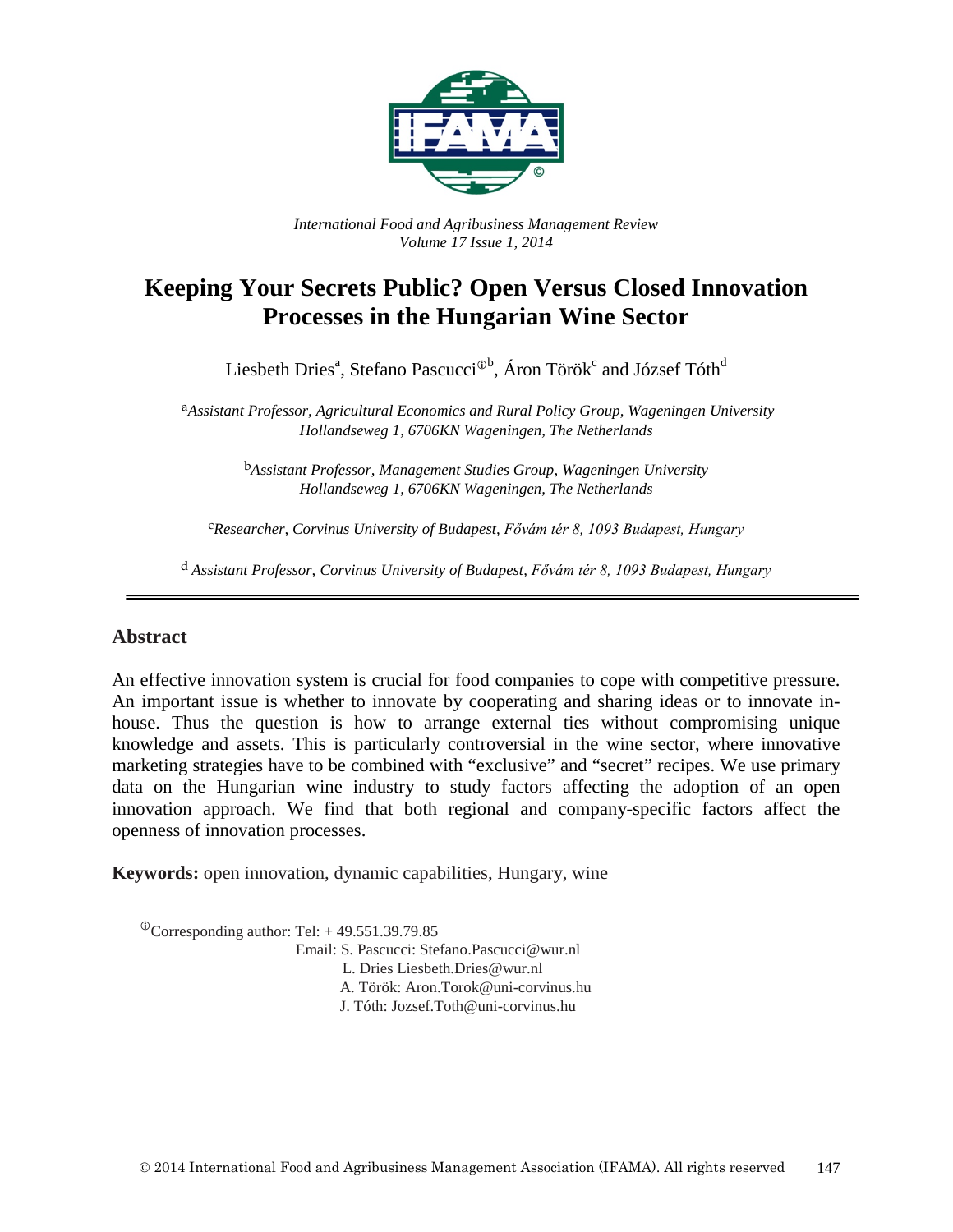*International Food and Agribusiness Management Review*
*Volume 17 Issue 1, 2014*

# Keeping Your Secrets Public? Open Versus Closed Innovation Processes in the Hungarian Wine Sector

Liesbeth Dries[a], Stefano Pascucci[ⓘb], Áron Török[c] and József Tóth[d]

[a] *Assistant Professor, Agricultural Economics and Rural Policy Group, Wageningen University Hollandseweg 1, 6706KN Wageningen, The Netherlands*

[b] *Assistant Professor, Management Studies Group, Wageningen University Hollandseweg 1, 6706KN Wageningen, The Netherlands*

[c] *Researcher, Corvinus University of Budapest, Fővám tér 8, 1093 Budapest, Hungary*

[d] *Assistant Professor, Corvinus University of Budapest, Fővám tér 8, 1093 Budapest, Hungary*

## Abstract

An effective innovation system is crucial for food companies to cope with competitive pressure. An important issue is whether to innovate by cooperating and sharing ideas or to innovate in-house. Thus the question is how to arrange external ties without compromising unique knowledge and assets. This is particularly controversial in the wine sector, where innovative marketing strategies have to be combined with "exclusive" and "secret" recipes. We use primary data on the Hungarian wine industry to study factors affecting the adoption of an open innovation approach. We find that both regional and company-specific factors affect the openness of innovation processes.

**Keywords:** open innovation, dynamic capabilities, Hungary, wine

[ⓘ] Corresponding author: Tel: + 49.551.39.79.85
Email: S. Pascucci: Stefano.Pascucci@wur.nl
L. Dries Liesbeth.Dries@wur.nl
A. Török: Aron.Torok@uni-corvinus.hu
J. Tóth: Jozsef.Toth@uni-corvinus.hu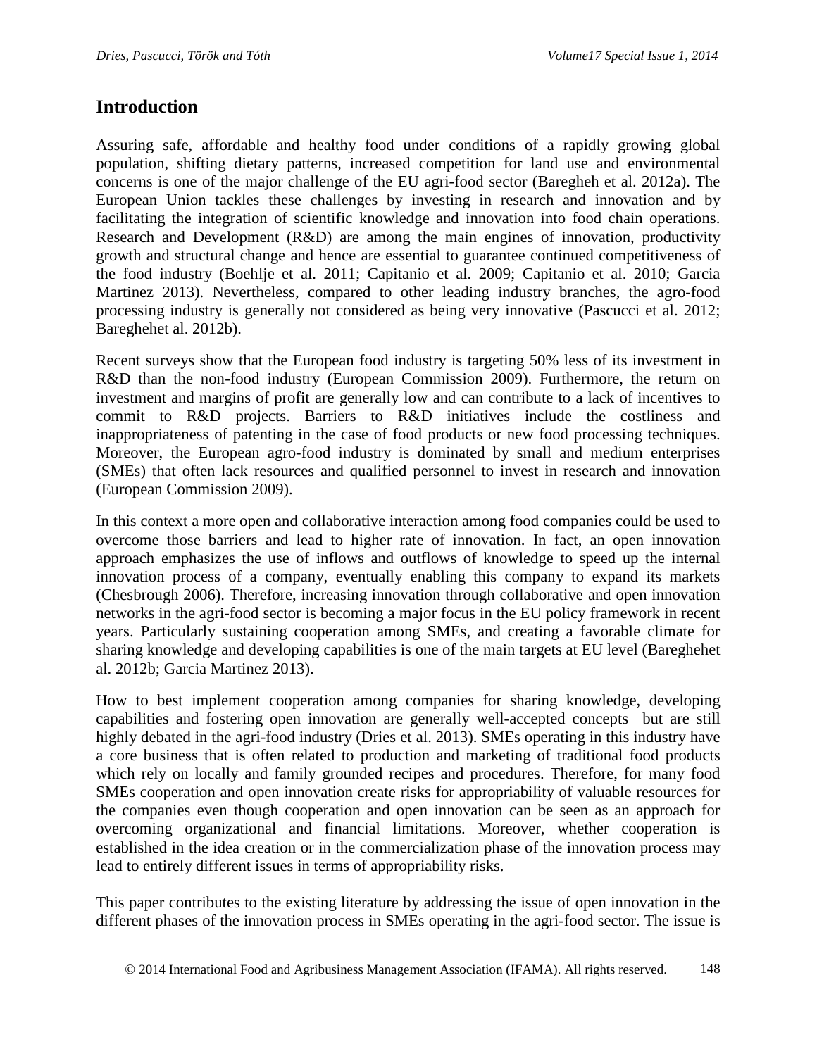## Introduction

Assuring safe, affordable and healthy food under conditions of a rapidly growing global population, shifting dietary patterns, increased competition for land use and environmental concerns is one of the major challenge of the EU agri-food sector (Baregheh et al. 2012a). The European Union tackles these challenges by investing in research and innovation and by facilitating the integration of scientific knowledge and innovation into food chain operations. Research and Development (R&D) are among the main engines of innovation, productivity growth and structural change and hence are essential to guarantee continued competitiveness of the food industry (Boehlje et al. 2011; Capitanio et al. 2009; Capitanio et al. 2010; Garcia Martinez 2013). Nevertheless, compared to other leading industry branches, the agro-food processing industry is generally not considered as being very innovative (Pascucci et al. 2012; Bareghehet al. 2012b).

Recent surveys show that the European food industry is targeting 50% less of its investment in R&D than the non-food industry (European Commission 2009). Furthermore, the return on investment and margins of profit are generally low and can contribute to a lack of incentives to commit to R&D projects. Barriers to R&D initiatives include the costliness and inappropriateness of patenting in the case of food products or new food processing techniques. Moreover, the European agro-food industry is dominated by small and medium enterprises (SMEs) that often lack resources and qualified personnel to invest in research and innovation (European Commission 2009).

In this context a more open and collaborative interaction among food companies could be used to overcome those barriers and lead to higher rate of innovation. In fact, an open innovation approach emphasizes the use of inflows and outflows of knowledge to speed up the internal innovation process of a company, eventually enabling this company to expand its markets (Chesbrough 2006). Therefore, increasing innovation through collaborative and open innovation networks in the agri-food sector is becoming a major focus in the EU policy framework in recent years. Particularly sustaining cooperation among SMEs, and creating a favorable climate for sharing knowledge and developing capabilities is one of the main targets at EU level (Bareghehet al. 2012b; Garcia Martinez 2013).

How to best implement cooperation among companies for sharing knowledge, developing capabilities and fostering open innovation are generally well-accepted concepts but are still highly debated in the agri-food industry (Dries et al. 2013). SMEs operating in this industry have a core business that is often related to production and marketing of traditional food products which rely on locally and family grounded recipes and procedures. Therefore, for many food SMEs cooperation and open innovation create risks for appropriability of valuable resources for the companies even though cooperation and open innovation can be seen as an approach for overcoming organizational and financial limitations. Moreover, whether cooperation is established in the idea creation or in the commercialization phase of the innovation process may lead to entirely different issues in terms of appropriability risks.

This paper contributes to the existing literature by addressing the issue of open innovation in the different phases of the innovation process in SMEs operating in the agri-food sector. The issue is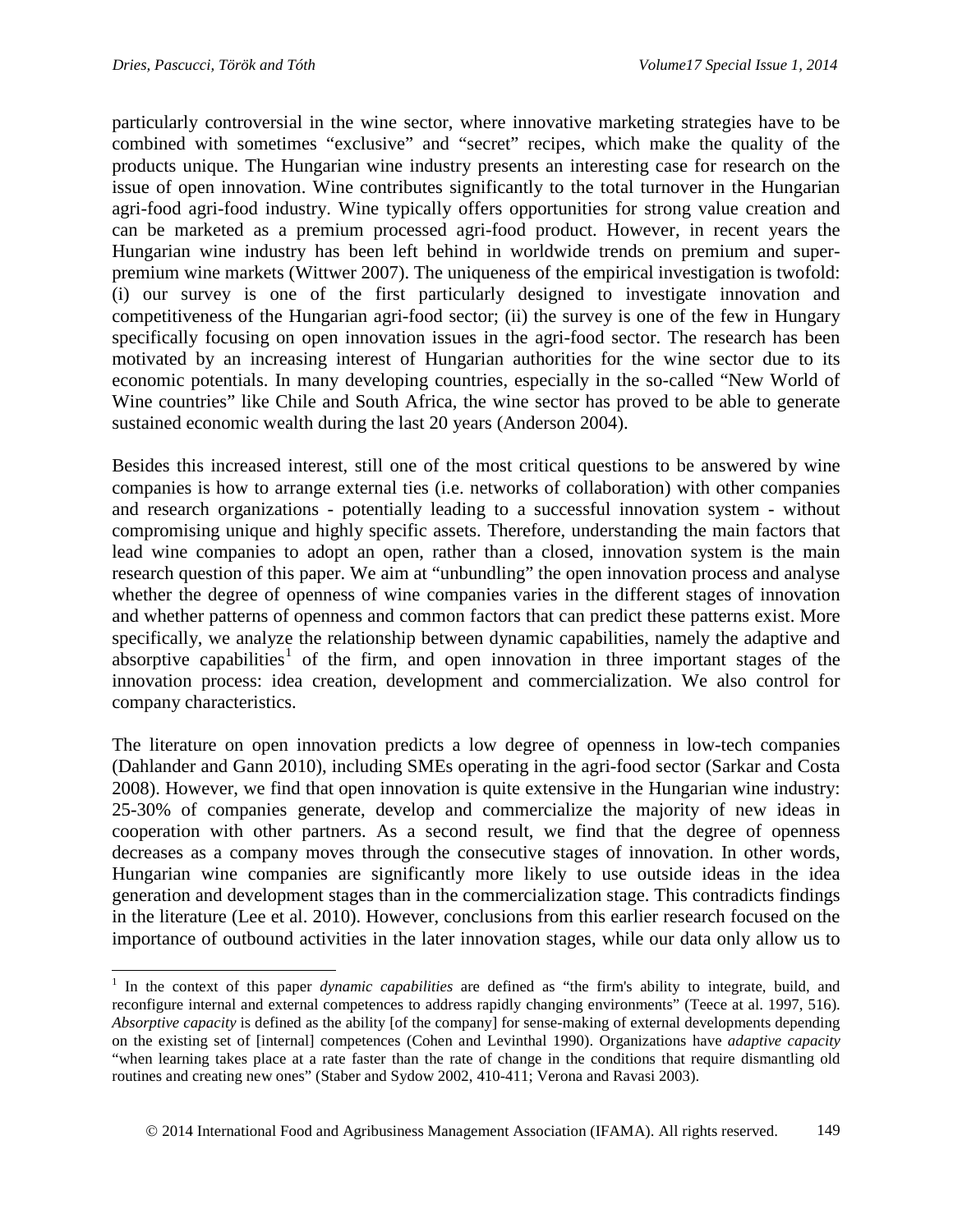particularly controversial in the wine sector, where innovative marketing strategies have to be combined with sometimes "exclusive" and "secret" recipes, which make the quality of the products unique. The Hungarian wine industry presents an interesting case for research on the issue of open innovation. Wine contributes significantly to the total turnover in the Hungarian agri-food agri-food industry. Wine typically offers opportunities for strong value creation and can be marketed as a premium processed agri-food product. However, in recent years the Hungarian wine industry has been left behind in worldwide trends on premium and super-premium wine markets (Wittwer 2007). The uniqueness of the empirical investigation is twofold: (i) our survey is one of the first particularly designed to investigate innovation and competitiveness of the Hungarian agri-food sector; (ii) the survey is one of the few in Hungary specifically focusing on open innovation issues in the agri-food sector. The research has been motivated by an increasing interest of Hungarian authorities for the wine sector due to its economic potentials. In many developing countries, especially in the so-called "New World of Wine countries" like Chile and South Africa, the wine sector has proved to be able to generate sustained economic wealth during the last 20 years (Anderson 2004).

Besides this increased interest, still one of the most critical questions to be answered by wine companies is how to arrange external ties (i.e. networks of collaboration) with other companies and research organizations - potentially leading to a successful innovation system - without compromising unique and highly specific assets. Therefore, understanding the main factors that lead wine companies to adopt an open, rather than a closed, innovation system is the main research question of this paper. We aim at "unbundling" the open innovation process and analyse whether the degree of openness of wine companies varies in the different stages of innovation and whether patterns of openness and common factors that can predict these patterns exist. More specifically, we analyze the relationship between dynamic capabilities, namely the adaptive and absorptive capabilities[1] of the firm, and open innovation in three important stages of the innovation process: idea creation, development and commercialization. We also control for company characteristics.

The literature on open innovation predicts a low degree of openness in low-tech companies (Dahlander and Gann 2010), including SMEs operating in the agri-food sector (Sarkar and Costa 2008). However, we find that open innovation is quite extensive in the Hungarian wine industry: 25-30% of companies generate, develop and commercialize the majority of new ideas in cooperation with other partners. As a second result, we find that the degree of openness decreases as a company moves through the consecutive stages of innovation. In other words, Hungarian wine companies are significantly more likely to use outside ideas in the idea generation and development stages than in the commercialization stage. This contradicts findings in the literature (Lee et al. 2010). However, conclusions from this earlier research focused on the importance of outbound activities in the later innovation stages, while our data only allow us to

[1] In the context of this paper *dynamic capabilities* are defined as "the firm's ability to integrate, build, and reconfigure internal and external competences to address rapidly changing environments" (Teece at al. 1997, 516). *Absorptive capacity* is defined as the ability [of the company] for sense-making of external developments depending on the existing set of [internal] competences (Cohen and Levinthal 1990). Organizations have *adaptive capacity* "when learning takes place at a rate faster than the rate of change in the conditions that require dismantling old routines and creating new ones" (Staber and Sydow 2002, 410-411; Verona and Ravasi 2003).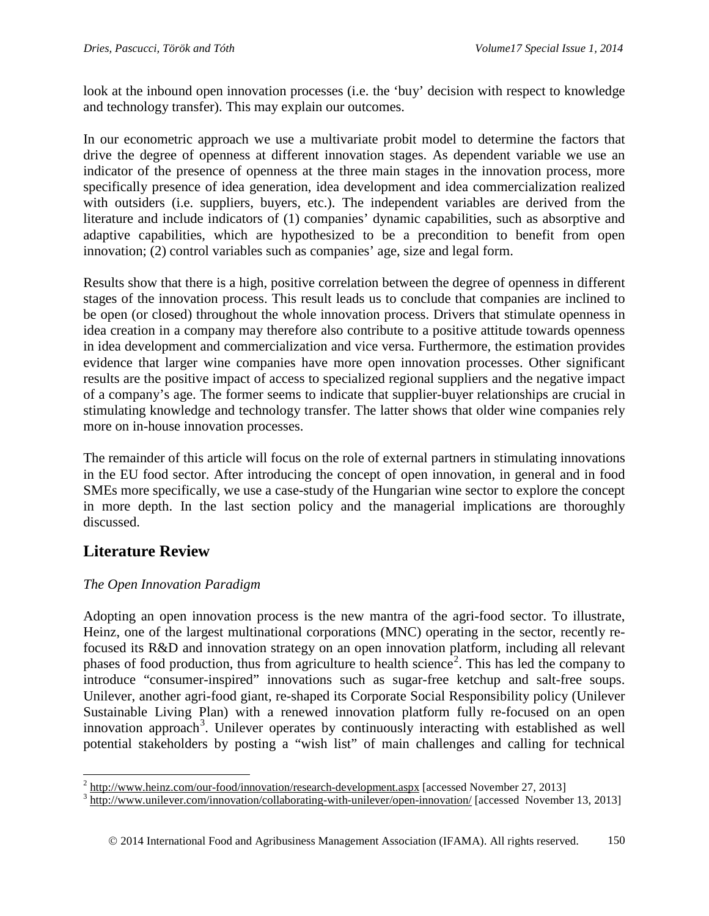look at the inbound open innovation processes (i.e. the 'buy' decision with respect to knowledge and technology transfer). This may explain our outcomes.

In our econometric approach we use a multivariate probit model to determine the factors that drive the degree of openness at different innovation stages. As dependent variable we use an indicator of the presence of openness at the three main stages in the innovation process, more specifically presence of idea generation, idea development and idea commercialization realized with outsiders (i.e. suppliers, buyers, etc.). The independent variables are derived from the literature and include indicators of (1) companies' dynamic capabilities, such as absorptive and adaptive capabilities, which are hypothesized to be a precondition to benefit from open innovation; (2) control variables such as companies' age, size and legal form.

Results show that there is a high, positive correlation between the degree of openness in different stages of the innovation process. This result leads us to conclude that companies are inclined to be open (or closed) throughout the whole innovation process. Drivers that stimulate openness in idea creation in a company may therefore also contribute to a positive attitude towards openness in idea development and commercialization and vice versa. Furthermore, the estimation provides evidence that larger wine companies have more open innovation processes. Other significant results are the positive impact of access to specialized regional suppliers and the negative impact of a company's age. The former seems to indicate that supplier-buyer relationships are crucial in stimulating knowledge and technology transfer. The latter shows that older wine companies rely more on in-house innovation processes.

The remainder of this article will focus on the role of external partners in stimulating innovations in the EU food sector. After introducing the concept of open innovation, in general and in food SMEs more specifically, we use a case-study of the Hungarian wine sector to explore the concept in more depth. In the last section policy and the managerial implications are thoroughly discussed.

## Literature Review

*The Open Innovation Paradigm*

Adopting an open innovation process is the new mantra of the agri-food sector. To illustrate, Heinz, one of the largest multinational corporations (MNC) operating in the sector, recently re-focused its R&D and innovation strategy on an open innovation platform, including all relevant phases of food production, thus from agriculture to health science[2]. This has led the company to introduce "consumer-inspired" innovations such as sugar-free ketchup and salt-free soups. Unilever, another agri-food giant, re-shaped its Corporate Social Responsibility policy (Unilever Sustainable Living Plan) with a renewed innovation platform fully re-focused on an open innovation approach[3]. Unilever operates by continuously interacting with established as well potential stakeholders by posting a "wish list" of main challenges and calling for technical

---

[2] http://www.heinz.com/our-food/innovation/research-development.aspx [accessed November 27, 2013]

[3] http://www.unilever.com/innovation/collaborating-with-unilever/open-innovation/ [accessed November 13, 2013]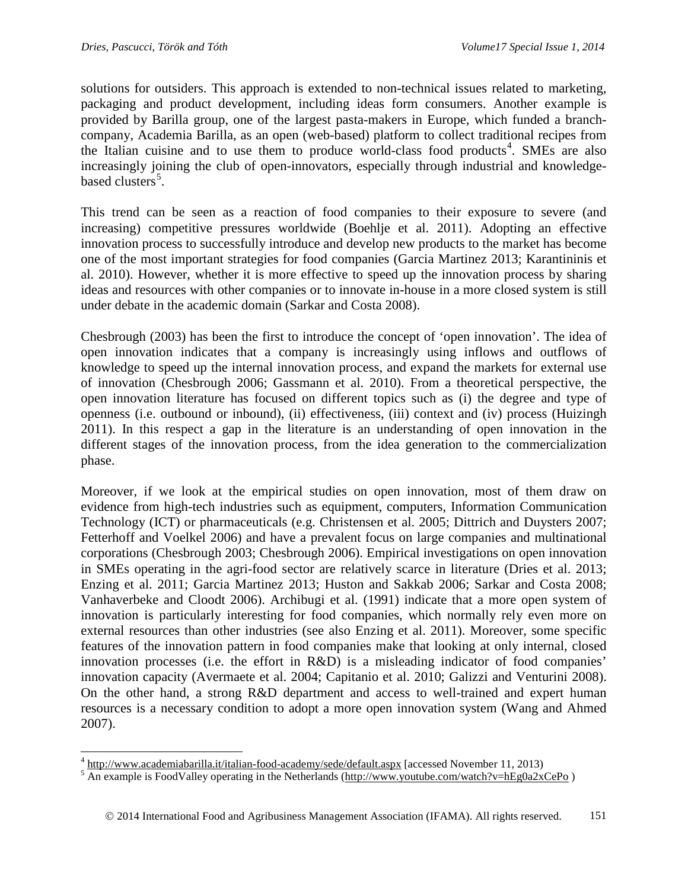solutions for outsiders. This approach is extended to non-technical issues related to marketing, packaging and product development, including ideas form consumers. Another example is provided by Barilla group, one of the largest pasta-makers in Europe, which funded a branch-company, Academia Barilla, as an open (web-based) platform to collect traditional recipes from the Italian cuisine and to use them to produce world-class food products[4]. SMEs are also increasingly joining the club of open-innovators, especially through industrial and knowledge-based clusters[5].

This trend can be seen as a reaction of food companies to their exposure to severe (and increasing) competitive pressures worldwide (Boehlje et al. 2011). Adopting an effective innovation process to successfully introduce and develop new products to the market has become one of the most important strategies for food companies (Garcia Martinez 2013; Karantininis et al. 2010). However, whether it is more effective to speed up the innovation process by sharing ideas and resources with other companies or to innovate in-house in a more closed system is still under debate in the academic domain (Sarkar and Costa 2008).

Chesbrough (2003) has been the first to introduce the concept of 'open innovation'. The idea of open innovation indicates that a company is increasingly using inflows and outflows of knowledge to speed up the internal innovation process, and expand the markets for external use of innovation (Chesbrough 2006; Gassmann et al. 2010). From a theoretical perspective, the open innovation literature has focused on different topics such as (i) the degree and type of openness (i.e. outbound or inbound), (ii) effectiveness, (iii) context and (iv) process (Huizingh 2011). In this respect a gap in the literature is an understanding of open innovation in the different stages of the innovation process, from the idea generation to the commercialization phase.

Moreover, if we look at the empirical studies on open innovation, most of them draw on evidence from high-tech industries such as equipment, computers, Information Communication Technology (ICT) or pharmaceuticals (e.g. Christensen et al. 2005; Dittrich and Duysters 2007; Fetterhoff and Voelkel 2006) and have a prevalent focus on large companies and multinational corporations (Chesbrough 2003; Chesbrough 2006). Empirical investigations on open innovation in SMEs operating in the agri-food sector are relatively scarce in literature (Dries et al. 2013; Enzing et al. 2011; Garcia Martinez 2013; Huston and Sakkab 2006; Sarkar and Costa 2008; Vanhaverbeke and Cloodt 2006). Archibugi et al. (1991) indicate that a more open system of innovation is particularly interesting for food companies, which normally rely even more on external resources than other industries (see also Enzing et al. 2011). Moreover, some specific features of the innovation pattern in food companies make that looking at only internal, closed innovation processes (i.e. the effort in R&D) is a misleading indicator of food companies' innovation capacity (Avermaete et al. 2004; Capitanio et al. 2010; Galizzi and Venturini 2008). On the other hand, a strong R&D department and access to well-trained and expert human resources is a necessary condition to adopt a more open innovation system (Wang and Ahmed 2007).

---

[4] http://www.academiabarilla.it/italian-food-academy/sede/default.aspx [accessed November 11, 2013)

[5] An example is FoodValley operating in the Netherlands (http://www.youtube.com/watch?v=hEg0a2xCePo )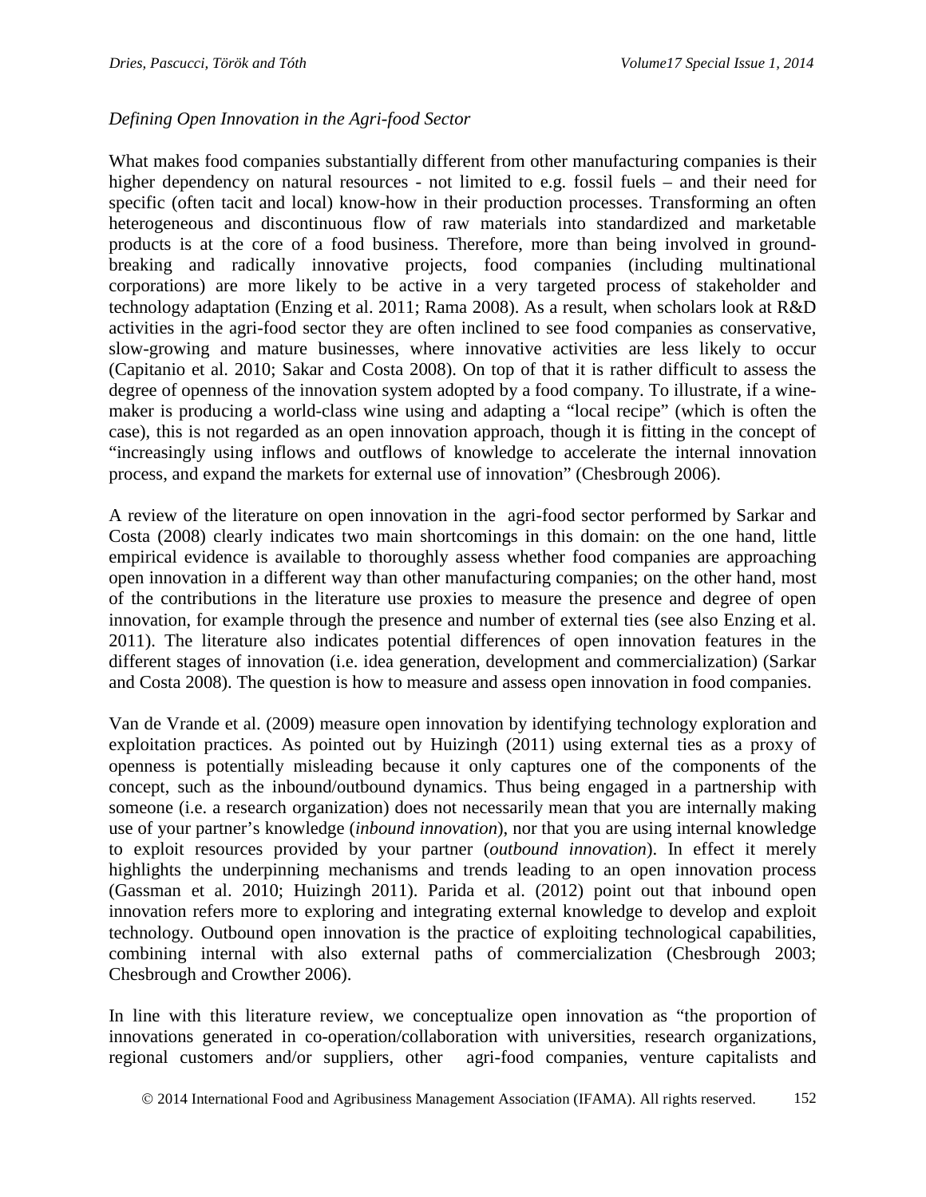*Defining Open Innovation in the Agri-food Sector*

What makes food companies substantially different from other manufacturing companies is their higher dependency on natural resources - not limited to e.g. fossil fuels – and their need for specific (often tacit and local) know-how in their production processes. Transforming an often heterogeneous and discontinuous flow of raw materials into standardized and marketable products is at the core of a food business. Therefore, more than being involved in ground-breaking and radically innovative projects, food companies (including multinational corporations) are more likely to be active in a very targeted process of stakeholder and technology adaptation (Enzing et al. 2011; Rama 2008). As a result, when scholars look at R&D activities in the agri-food sector they are often inclined to see food companies as conservative, slow-growing and mature businesses, where innovative activities are less likely to occur (Capitanio et al. 2010; Sakar and Costa 2008). On top of that it is rather difficult to assess the degree of openness of the innovation system adopted by a food company. To illustrate, if a wine-maker is producing a world-class wine using and adapting a "local recipe" (which is often the case), this is not regarded as an open innovation approach, though it is fitting in the concept of "increasingly using inflows and outflows of knowledge to accelerate the internal innovation process, and expand the markets for external use of innovation" (Chesbrough 2006).

A review of the literature on open innovation in the agri-food sector performed by Sarkar and Costa (2008) clearly indicates two main shortcomings in this domain: on the one hand, little empirical evidence is available to thoroughly assess whether food companies are approaching open innovation in a different way than other manufacturing companies; on the other hand, most of the contributions in the literature use proxies to measure the presence and degree of open innovation, for example through the presence and number of external ties (see also Enzing et al. 2011). The literature also indicates potential differences of open innovation features in the different stages of innovation (i.e. idea generation, development and commercialization) (Sarkar and Costa 2008). The question is how to measure and assess open innovation in food companies.

Van de Vrande et al. (2009) measure open innovation by identifying technology exploration and exploitation practices. As pointed out by Huizingh (2011) using external ties as a proxy of openness is potentially misleading because it only captures one of the components of the concept, such as the inbound/outbound dynamics. Thus being engaged in a partnership with someone (i.e. a research organization) does not necessarily mean that you are internally making use of your partner's knowledge (*inbound innovation*), nor that you are using internal knowledge to exploit resources provided by your partner (*outbound innovation*). In effect it merely highlights the underpinning mechanisms and trends leading to an open innovation process (Gassman et al. 2010; Huizingh 2011). Parida et al. (2012) point out that inbound open innovation refers more to exploring and integrating external knowledge to develop and exploit technology. Outbound open innovation is the practice of exploiting technological capabilities, combining internal with also external paths of commercialization (Chesbrough 2003; Chesbrough and Crowther 2006).

In line with this literature review, we conceptualize open innovation as "the proportion of innovations generated in co-operation/collaboration with universities, research organizations, regional customers and/or suppliers, other agri-food companies, venture capitalists and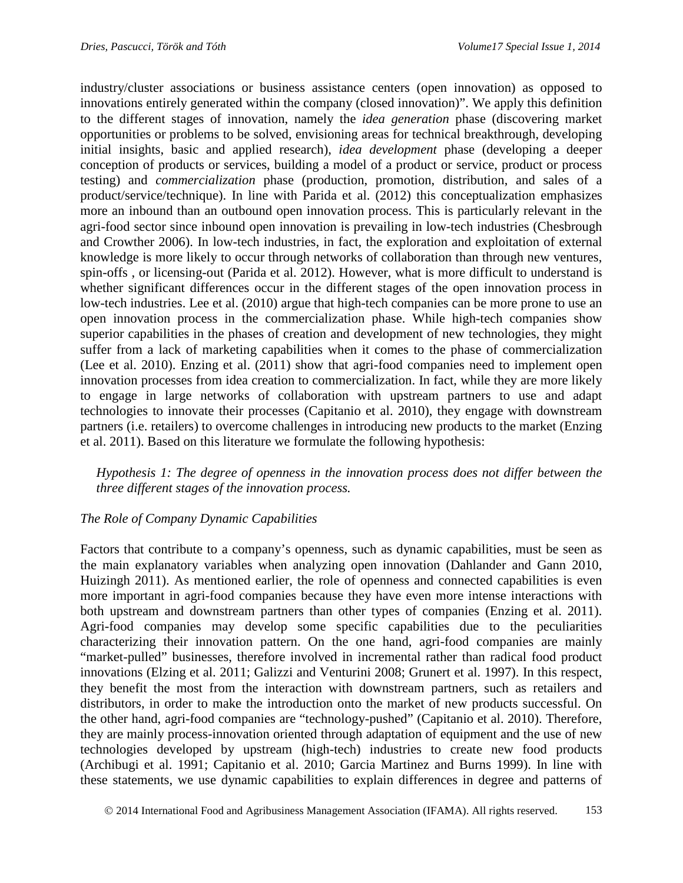industry/cluster associations or business assistance centers (open innovation) as opposed to innovations entirely generated within the company (closed innovation)". We apply this definition to the different stages of innovation, namely the *idea generation* phase (discovering market opportunities or problems to be solved, envisioning areas for technical breakthrough, developing initial insights, basic and applied research), *idea development* phase (developing a deeper conception of products or services, building a model of a product or service, product or process testing) and *commercialization* phase (production, promotion, distribution, and sales of a product/service/technique). In line with Parida et al. (2012) this conceptualization emphasizes more an inbound than an outbound open innovation process. This is particularly relevant in the agri-food sector since inbound open innovation is prevailing in low-tech industries (Chesbrough and Crowther 2006). In low-tech industries, in fact, the exploration and exploitation of external knowledge is more likely to occur through networks of collaboration than through new ventures, spin-offs , or licensing-out (Parida et al. 2012). However, what is more difficult to understand is whether significant differences occur in the different stages of the open innovation process in low-tech industries. Lee et al. (2010) argue that high-tech companies can be more prone to use an open innovation process in the commercialization phase. While high-tech companies show superior capabilities in the phases of creation and development of new technologies, they might suffer from a lack of marketing capabilities when it comes to the phase of commercialization (Lee et al. 2010). Enzing et al. (2011) show that agri-food companies need to implement open innovation processes from idea creation to commercialization. In fact, while they are more likely to engage in large networks of collaboration with upstream partners to use and adapt technologies to innovate their processes (Capitanio et al. 2010), they engage with downstream partners (i.e. retailers) to overcome challenges in introducing new products to the market (Enzing et al. 2011). Based on this literature we formulate the following hypothesis:

*Hypothesis 1: The degree of openness in the innovation process does not differ between the three different stages of the innovation process.*

### *The Role of Company Dynamic Capabilities*

Factors that contribute to a company's openness, such as dynamic capabilities, must be seen as the main explanatory variables when analyzing open innovation (Dahlander and Gann 2010, Huizingh 2011). As mentioned earlier, the role of openness and connected capabilities is even more important in agri-food companies because they have even more intense interactions with both upstream and downstream partners than other types of companies (Enzing et al. 2011). Agri-food companies may develop some specific capabilities due to the peculiarities characterizing their innovation pattern. On the one hand, agri-food companies are mainly "market-pulled" businesses, therefore involved in incremental rather than radical food product innovations (Elzing et al. 2011; Galizzi and Venturini 2008; Grunert et al. 1997). In this respect, they benefit the most from the interaction with downstream partners, such as retailers and distributors, in order to make the introduction onto the market of new products successful. On the other hand, agri-food companies are "technology-pushed" (Capitanio et al. 2010). Therefore, they are mainly process-innovation oriented through adaptation of equipment and the use of new technologies developed by upstream (high-tech) industries to create new food products (Archibugi et al. 1991; Capitanio et al. 2010; Garcia Martinez and Burns 1999). In line with these statements, we use dynamic capabilities to explain differences in degree and patterns of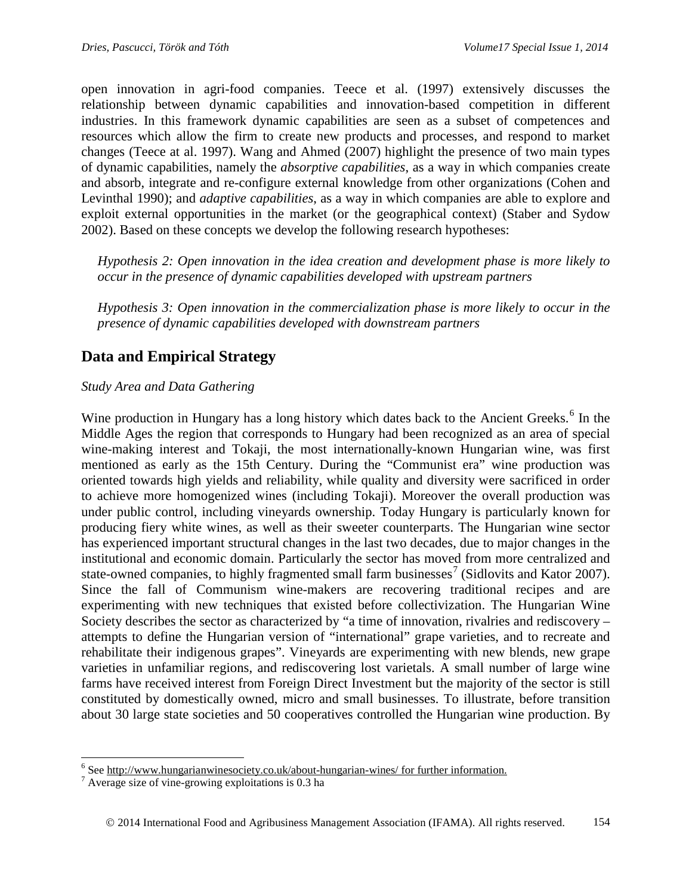open innovation in agri-food companies. Teece et al. (1997) extensively discusses the relationship between dynamic capabilities and innovation-based competition in different industries. In this framework dynamic capabilities are seen as a subset of competences and resources which allow the firm to create new products and processes, and respond to market changes (Teece at al. 1997). Wang and Ahmed (2007) highlight the presence of two main types of dynamic capabilities, namely the *absorptive capabilities*, as a way in which companies create and absorb, integrate and re-configure external knowledge from other organizations (Cohen and Levinthal 1990); and *adaptive capabilities*, as a way in which companies are able to explore and exploit external opportunities in the market (or the geographical context) (Staber and Sydow 2002). Based on these concepts we develop the following research hypotheses:

> *Hypothesis 2: Open innovation in the idea creation and development phase is more likely to occur in the presence of dynamic capabilities developed with upstream partners*

> *Hypothesis 3: Open innovation in the commercialization phase is more likely to occur in the presence of dynamic capabilities developed with downstream partners*

## Data and Empirical Strategy

### *Study Area and Data Gathering*

Wine production in Hungary has a long history which dates back to the Ancient Greeks.[6] In the Middle Ages the region that corresponds to Hungary had been recognized as an area of special wine-making interest and Tokaji, the most internationally-known Hungarian wine, was first mentioned as early as the 15th Century. During the "Communist era" wine production was oriented towards high yields and reliability, while quality and diversity were sacrificed in order to achieve more homogenized wines (including Tokaji). Moreover the overall production was under public control, including vineyards ownership. Today Hungary is particularly known for producing fiery white wines, as well as their sweeter counterparts. The Hungarian wine sector has experienced important structural changes in the last two decades, due to major changes in the institutional and economic domain. Particularly the sector has moved from more centralized and state-owned companies, to highly fragmented small farm businesses[7] (Sidlovits and Kator 2007). Since the fall of Communism wine-makers are recovering traditional recipes and are experimenting with new techniques that existed before collectivization. The Hungarian Wine Society describes the sector as characterized by "a time of innovation, rivalries and rediscovery – attempts to define the Hungarian version of "international" grape varieties, and to recreate and rehabilitate their indigenous grapes". Vineyards are experimenting with new blends, new grape varieties in unfamiliar regions, and rediscovering lost varietals. A small number of large wine farms have received interest from Foreign Direct Investment but the majority of the sector is still constituted by domestically owned, micro and small businesses. To illustrate, before transition about 30 large state societies and 50 cooperatives controlled the Hungarian wine production. By

---

[6] See http://www.hungarianwinesociety.co.uk/about-hungarian-wines/ for further information.

[7] Average size of vine-growing exploitations is 0.3 ha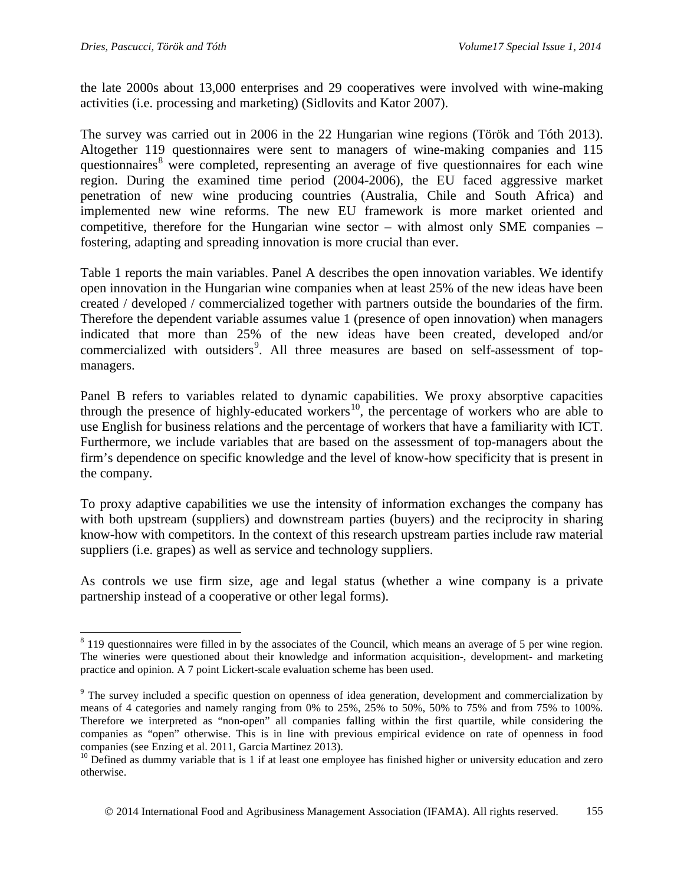the late 2000s about 13,000 enterprises and 29 cooperatives were involved with wine-making activities (i.e. processing and marketing) (Sidlovits and Kator 2007).

The survey was carried out in 2006 in the 22 Hungarian wine regions (Török and Tóth 2013). Altogether 119 questionnaires were sent to managers of wine-making companies and 115 questionnaires[8] were completed, representing an average of five questionnaires for each wine region. During the examined time period (2004-2006), the EU faced aggressive market penetration of new wine producing countries (Australia, Chile and South Africa) and implemented new wine reforms. The new EU framework is more market oriented and competitive, therefore for the Hungarian wine sector – with almost only SME companies – fostering, adapting and spreading innovation is more crucial than ever.

Table 1 reports the main variables. Panel A describes the open innovation variables. We identify open innovation in the Hungarian wine companies when at least 25% of the new ideas have been created / developed / commercialized together with partners outside the boundaries of the firm. Therefore the dependent variable assumes value 1 (presence of open innovation) when managers indicated that more than 25% of the new ideas have been created, developed and/or commercialized with outsiders[9]. All three measures are based on self-assessment of top-managers.

Panel B refers to variables related to dynamic capabilities. We proxy absorptive capacities through the presence of highly-educated workers[10], the percentage of workers who are able to use English for business relations and the percentage of workers that have a familiarity with ICT. Furthermore, we include variables that are based on the assessment of top-managers about the firm's dependence on specific knowledge and the level of know-how specificity that is present in the company.

To proxy adaptive capabilities we use the intensity of information exchanges the company has with both upstream (suppliers) and downstream parties (buyers) and the reciprocity in sharing know-how with competitors. In the context of this research upstream parties include raw material suppliers (i.e. grapes) as well as service and technology suppliers.

As controls we use firm size, age and legal status (whether a wine company is a private partnership instead of a cooperative or other legal forms).

---

[8] 119 questionnaires were filled in by the associates of the Council, which means an average of 5 per wine region. The wineries were questioned about their knowledge and information acquisition-, development- and marketing practice and opinion. A 7 point Lickert-scale evaluation scheme has been used.

[9] The survey included a specific question on openness of idea generation, development and commercialization by means of 4 categories and namely ranging from 0% to 25%, 25% to 50%, 50% to 75% and from 75% to 100%. Therefore we interpreted as "non-open" all companies falling within the first quartile, while considering the companies as "open" otherwise. This is in line with previous empirical evidence on rate of openness in food companies (see Enzing et al. 2011, Garcia Martinez 2013).

[10] Defined as dummy variable that is 1 if at least one employee has finished higher or university education and zero otherwise.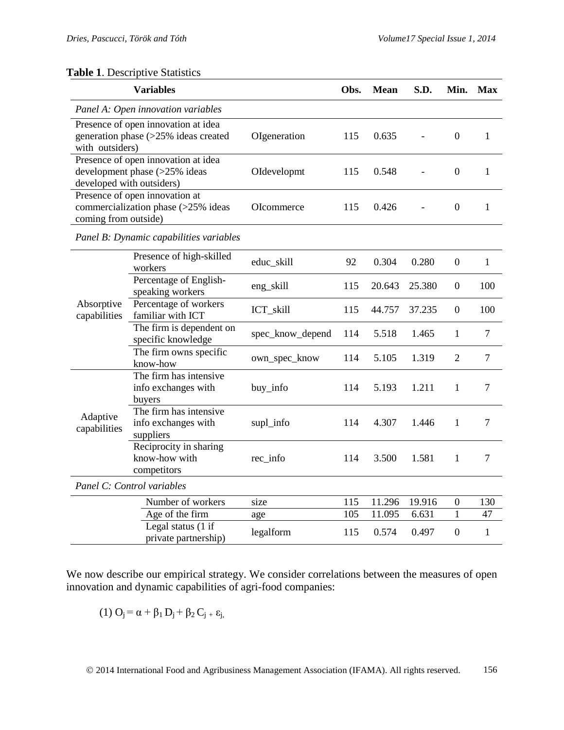**Table 1**. Descriptive Statistics

| Variables | | | Obs. | Mean | S.D. | Min. | Max |
|---|---|---|---|---|---|---|---|
| *Panel A: Open innovation variables* | | | | | | | |
| Presence of open innovation at idea generation phase (>25% ideas created with outsiders) | | OIgeneration | 115 | 0.635 | - | 0 | 1 |
| Presence of open innovation at idea development phase (>25% ideas developed with outsiders) | | OIdevelopmt | 115 | 0.548 | - | 0 | 1 |
| Presence of open innovation at commercialization phase (>25% ideas coming from outside) | | OIcommerce | 115 | 0.426 | - | 0 | 1 |
| *Panel B: Dynamic capabilities variables* | | | | | | | |
| Absorptive capabilities | Presence of high-skilled workers | educ_skill | 92 | 0.304 | 0.280 | 0 | 1 |
| | Percentage of English-speaking workers | eng_skill | 115 | 20.643 | 25.380 | 0 | 100 |
| | Percentage of workers familiar with ICT | ICT_skill | 115 | 44.757 | 37.235 | 0 | 100 |
| | The firm is dependent on specific knowledge | spec_know_depend | 114 | 5.518 | 1.465 | 1 | 7 |
| | The firm owns specific know-how | own_spec_know | 114 | 5.105 | 1.319 | 2 | 7 |
| Adaptive capabilities | The firm has intensive info exchanges with buyers | buy_info | 114 | 5.193 | 1.211 | 1 | 7 |
| | The firm has intensive info exchanges with suppliers | supl_info | 114 | 4.307 | 1.446 | 1 | 7 |
| | Reciprocity in sharing know-how with competitors | rec_info | 114 | 3.500 | 1.581 | 1 | 7 |
| *Panel C: Control variables* | | | | | | | |
| | Number of workers | size | 115 | 11.296 | 19.916 | 0 | 130 |
| | Age of the firm | age | 105 | 11.095 | 6.631 | 1 | 47 |
| | Legal status (1 if private partnership) | legalform | 115 | 0.574 | 0.497 | 0 | 1 |

We now describe our empirical strategy. We consider correlations between the measures of open innovation and dynamic capabilities of agri-food companies:

$$(1)\ O_j = \alpha + \beta_1 D_j + \beta_2 C_j + \varepsilon_j,$$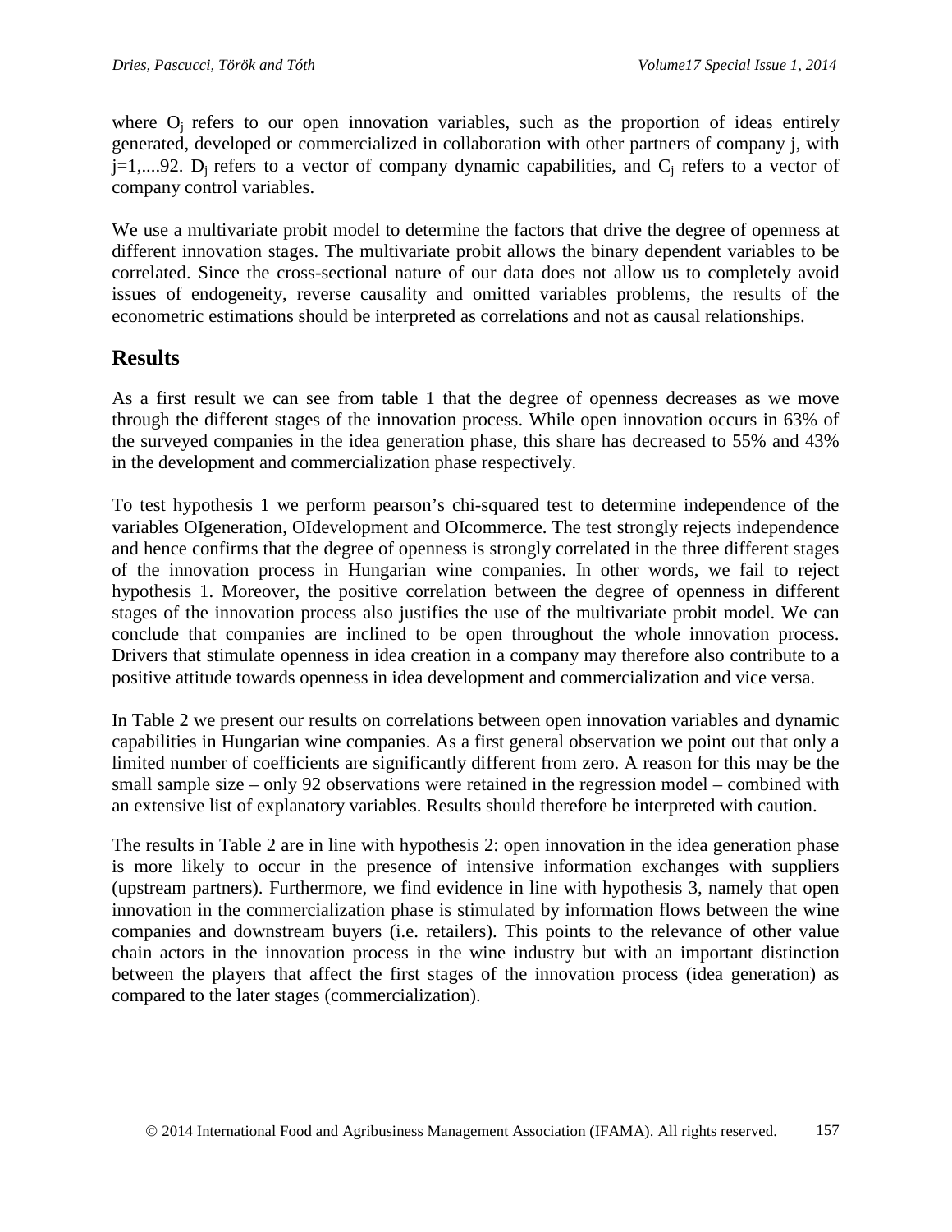where $O_j$ refers to our open innovation variables, such as the proportion of ideas entirely generated, developed or commercialized in collaboration with other partners of company j, with $j=1,....92$. $D_j$ refers to a vector of company dynamic capabilities, and $C_j$ refers to a vector of company control variables.

We use a multivariate probit model to determine the factors that drive the degree of openness at different innovation stages. The multivariate probit allows the binary dependent variables to be correlated. Since the cross-sectional nature of our data does not allow us to completely avoid issues of endogeneity, reverse causality and omitted variables problems, the results of the econometric estimations should be interpreted as correlations and not as causal relationships.

## Results

As a first result we can see from table 1 that the degree of openness decreases as we move through the different stages of the innovation process. While open innovation occurs in 63% of the surveyed companies in the idea generation phase, this share has decreased to 55% and 43% in the development and commercialization phase respectively.

To test hypothesis 1 we perform pearson's chi-squared test to determine independence of the variables OIgeneration, OIdevelopment and OIcommerce. The test strongly rejects independence and hence confirms that the degree of openness is strongly correlated in the three different stages of the innovation process in Hungarian wine companies. In other words, we fail to reject hypothesis 1. Moreover, the positive correlation between the degree of openness in different stages of the innovation process also justifies the use of the multivariate probit model. We can conclude that companies are inclined to be open throughout the whole innovation process. Drivers that stimulate openness in idea creation in a company may therefore also contribute to a positive attitude towards openness in idea development and commercialization and vice versa.

In Table 2 we present our results on correlations between open innovation variables and dynamic capabilities in Hungarian wine companies. As a first general observation we point out that only a limited number of coefficients are significantly different from zero. A reason for this may be the small sample size – only 92 observations were retained in the regression model – combined with an extensive list of explanatory variables. Results should therefore be interpreted with caution.

The results in Table 2 are in line with hypothesis 2: open innovation in the idea generation phase is more likely to occur in the presence of intensive information exchanges with suppliers (upstream partners). Furthermore, we find evidence in line with hypothesis 3, namely that open innovation in the commercialization phase is stimulated by information flows between the wine companies and downstream buyers (i.e. retailers). This points to the relevance of other value chain actors in the innovation process in the wine industry but with an important distinction between the players that affect the first stages of the innovation process (idea generation) as compared to the later stages (commercialization).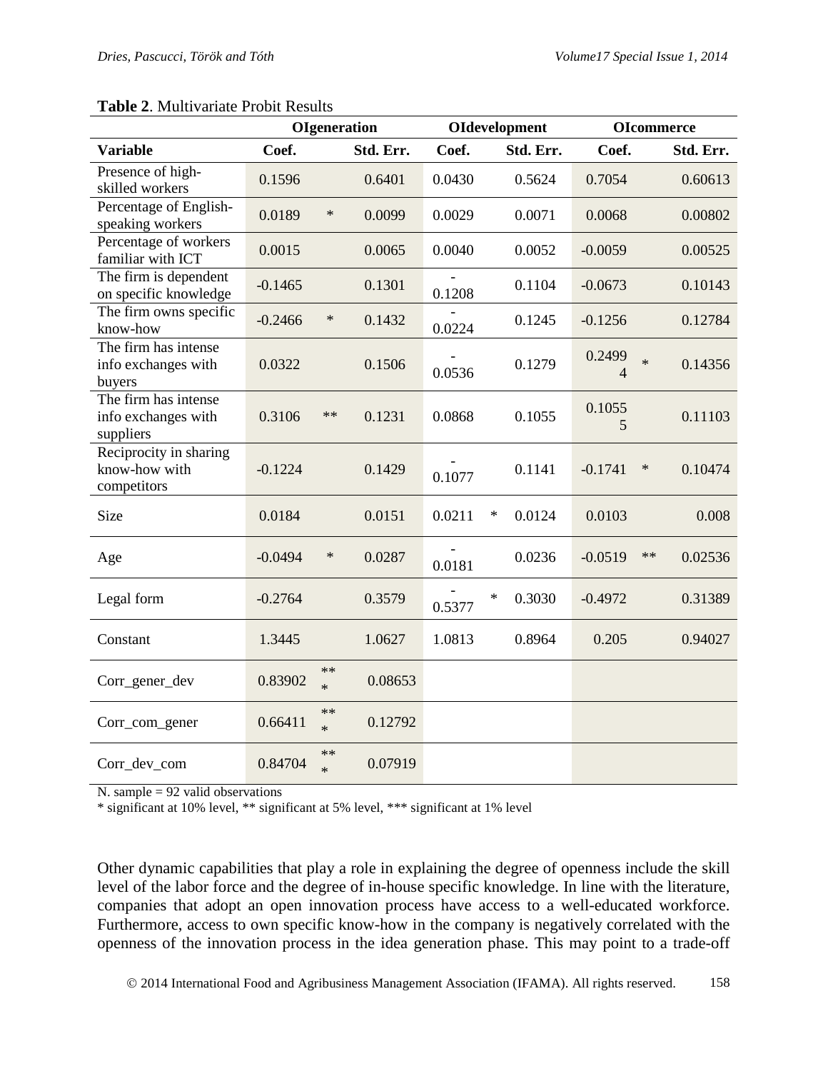**Table 2**. Multivariate Probit Results

| | OIgeneration | | | OIdevelopment | | | OIcommerce | | |
|---|---|---|---|---|---|---|---|---|---|
| **Variable** | **Coef.** | | **Std. Err.** | **Coef.** | | **Std. Err.** | **Coef.** | | **Std. Err.** |
| Presence of high-skilled workers | 0.1596 | | 0.6401 | 0.0430 | | 0.5624 | 0.7054 | | 0.60613 |
| Percentage of English-speaking workers | 0.0189 | * | 0.0099 | 0.0029 | | 0.0071 | 0.0068 | | 0.00802 |
| Percentage of workers familiar with ICT | 0.0015 | | 0.0065 | 0.0040 | | 0.0052 | -0.0059 | | 0.00525 |
| The firm is dependent on specific knowledge | -0.1465 | | 0.1301 | -0.1208 | | 0.1104 | -0.0673 | | 0.10143 |
| The firm owns specific know-how | -0.2466 | * | 0.1432 | -0.0224 | | 0.1245 | -0.1256 | | 0.12784 |
| The firm has intense info exchanges with buyers | 0.0322 | | 0.1506 | -0.0536 | | 0.1279 | 0.24994 | * | 0.14356 |
| The firm has intense info exchanges with suppliers | 0.3106 | ** | 0.1231 | 0.0868 | | 0.1055 | 0.10555 | | 0.11103 |
| Reciprocity in sharing know-how with competitors | -0.1224 | | 0.1429 | -0.1077 | | 0.1141 | -0.1741 | * | 0.10474 |
| Size | 0.0184 | | 0.0151 | 0.0211 | * | 0.0124 | 0.0103 | | 0.008 |
| Age | -0.0494 | * | 0.0287 | -0.0181 | | 0.0236 | -0.0519 | ** | 0.02536 |
| Legal form | -0.2764 | | 0.3579 | -0.5377 | * | 0.3030 | -0.4972 | | 0.31389 |
| Constant | 1.3445 | | 1.0627 | 1.0813 | | 0.8964 | 0.205 | | 0.94027 |
| Corr_gener_dev | 0.83902 | *** | 0.08653 | | | | | | |
| Corr_com_gener | 0.66411 | *** | 0.12792 | | | | | | |
| Corr_dev_com | 0.84704 | *** | 0.07919 | | | | | | |

N. sample = 92 valid observations
* significant at 10% level, ** significant at 5% level, *** significant at 1% level

Other dynamic capabilities that play a role in explaining the degree of openness include the skill level of the labor force and the degree of in-house specific knowledge. In line with the literature, companies that adopt an open innovation process have access to a well-educated workforce. Furthermore, access to own specific know-how in the company is negatively correlated with the openness of the innovation process in the idea generation phase. This may point to a trade-off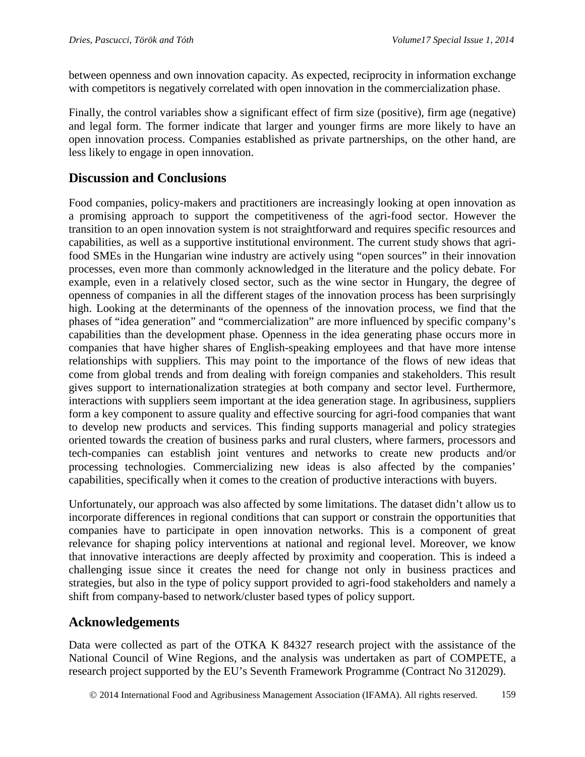between openness and own innovation capacity. As expected, reciprocity in information exchange with competitors is negatively correlated with open innovation in the commercialization phase.

Finally, the control variables show a significant effect of firm size (positive), firm age (negative) and legal form. The former indicate that larger and younger firms are more likely to have an open innovation process. Companies established as private partnerships, on the other hand, are less likely to engage in open innovation.

## Discussion and Conclusions

Food companies, policy-makers and practitioners are increasingly looking at open innovation as a promising approach to support the competitiveness of the agri-food sector. However the transition to an open innovation system is not straightforward and requires specific resources and capabilities, as well as a supportive institutional environment. The current study shows that agri-food SMEs in the Hungarian wine industry are actively using "open sources" in their innovation processes, even more than commonly acknowledged in the literature and the policy debate. For example, even in a relatively closed sector, such as the wine sector in Hungary, the degree of openness of companies in all the different stages of the innovation process has been surprisingly high. Looking at the determinants of the openness of the innovation process, we find that the phases of "idea generation" and "commercialization" are more influenced by specific company's capabilities than the development phase. Openness in the idea generating phase occurs more in companies that have higher shares of English-speaking employees and that have more intense relationships with suppliers. This may point to the importance of the flows of new ideas that come from global trends and from dealing with foreign companies and stakeholders. This result gives support to internationalization strategies at both company and sector level. Furthermore, interactions with suppliers seem important at the idea generation stage. In agribusiness, suppliers form a key component to assure quality and effective sourcing for agri-food companies that want to develop new products and services. This finding supports managerial and policy strategies oriented towards the creation of business parks and rural clusters, where farmers, processors and tech-companies can establish joint ventures and networks to create new products and/or processing technologies. Commercializing new ideas is also affected by the companies' capabilities, specifically when it comes to the creation of productive interactions with buyers.

Unfortunately, our approach was also affected by some limitations. The dataset didn't allow us to incorporate differences in regional conditions that can support or constrain the opportunities that companies have to participate in open innovation networks. This is a component of great relevance for shaping policy interventions at national and regional level. Moreover, we know that innovative interactions are deeply affected by proximity and cooperation. This is indeed a challenging issue since it creates the need for change not only in business practices and strategies, but also in the type of policy support provided to agri-food stakeholders and namely a shift from company-based to network/cluster based types of policy support.

## Acknowledgements

Data were collected as part of the OTKA K 84327 research project with the assistance of the National Council of Wine Regions, and the analysis was undertaken as part of COMPETE, a research project supported by the EU's Seventh Framework Programme (Contract No 312029).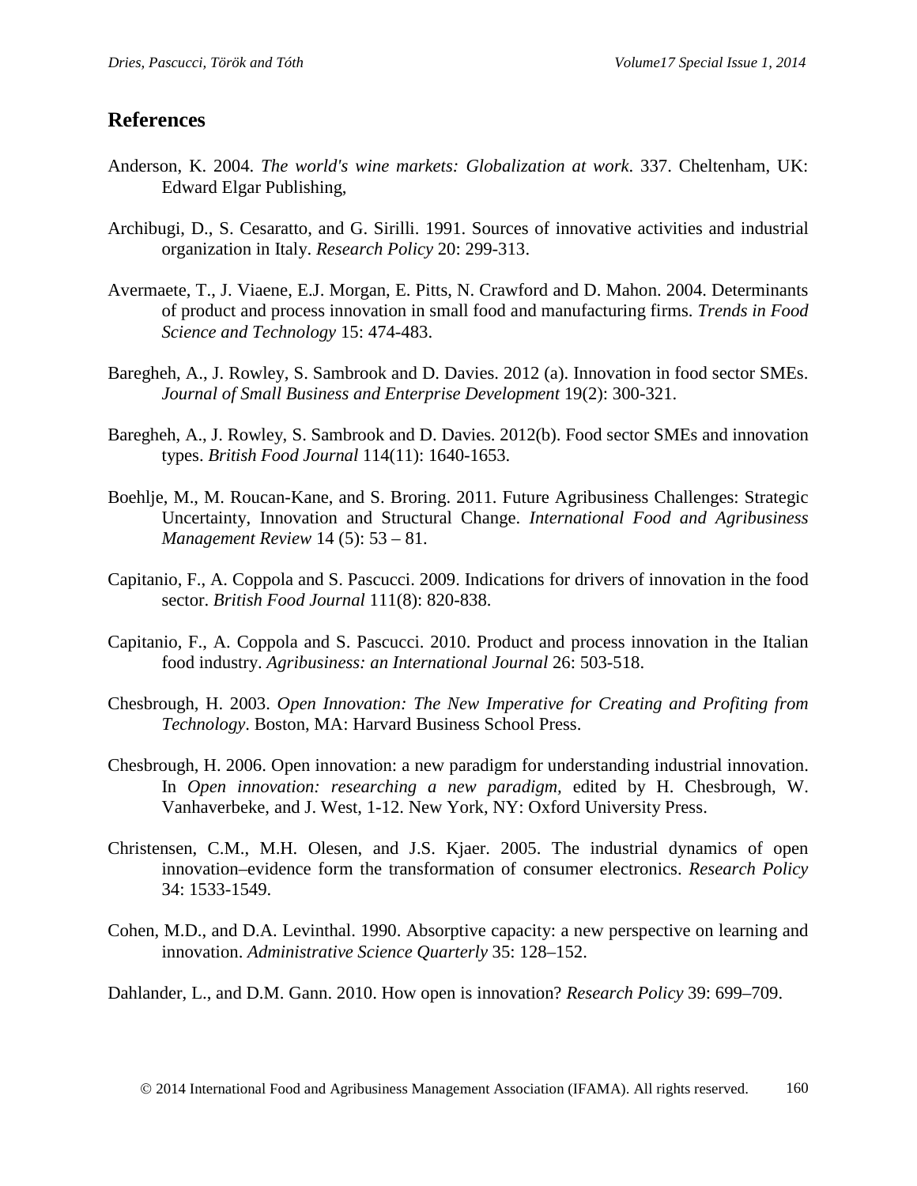## References

Anderson, K. 2004. *The world's wine markets: Globalization at work*. 337. Cheltenham, UK: Edward Elgar Publishing,

Archibugi, D., S. Cesaratto, and G. Sirilli. 1991. Sources of innovative activities and industrial organization in Italy. *Research Policy* 20: 299-313.

Avermaete, T., J. Viaene, E.J. Morgan, E. Pitts, N. Crawford and D. Mahon. 2004. Determinants of product and process innovation in small food and manufacturing firms. *Trends in Food Science and Technology* 15: 474-483.

Baregheh, A., J. Rowley, S. Sambrook and D. Davies. 2012 (a). Innovation in food sector SMEs. *Journal of Small Business and Enterprise Development* 19(2): 300-321.

Baregheh, A., J. Rowley, S. Sambrook and D. Davies. 2012(b). Food sector SMEs and innovation types. *British Food Journal* 114(11): 1640-1653.

Boehlje, M., M. Roucan-Kane, and S. Broring. 2011. Future Agribusiness Challenges: Strategic Uncertainty, Innovation and Structural Change. *International Food and Agribusiness Management Review* 14 (5): 53 – 81.

Capitanio, F., A. Coppola and S. Pascucci. 2009. Indications for drivers of innovation in the food sector. *British Food Journal* 111(8): 820-838.

Capitanio, F., A. Coppola and S. Pascucci. 2010. Product and process innovation in the Italian food industry. *Agribusiness: an International Journal* 26: 503-518.

Chesbrough, H. 2003. *Open Innovation: The New Imperative for Creating and Profiting from Technology*. Boston, MA: Harvard Business School Press.

Chesbrough, H. 2006. Open innovation: a new paradigm for understanding industrial innovation. In *Open innovation: researching a new paradigm,* edited by H. Chesbrough, W. Vanhaverbeke, and J. West, 1-12. New York, NY: Oxford University Press.

Christensen, C.M., M.H. Olesen, and J.S. Kjaer. 2005. The industrial dynamics of open innovation–evidence form the transformation of consumer electronics. *Research Policy* 34: 1533-1549.

Cohen, M.D., and D.A. Levinthal. 1990. Absorptive capacity: a new perspective on learning and innovation. *Administrative Science Quarterly* 35: 128–152.

Dahlander, L., and D.M. Gann. 2010. How open is innovation? *Research Policy* 39: 699–709.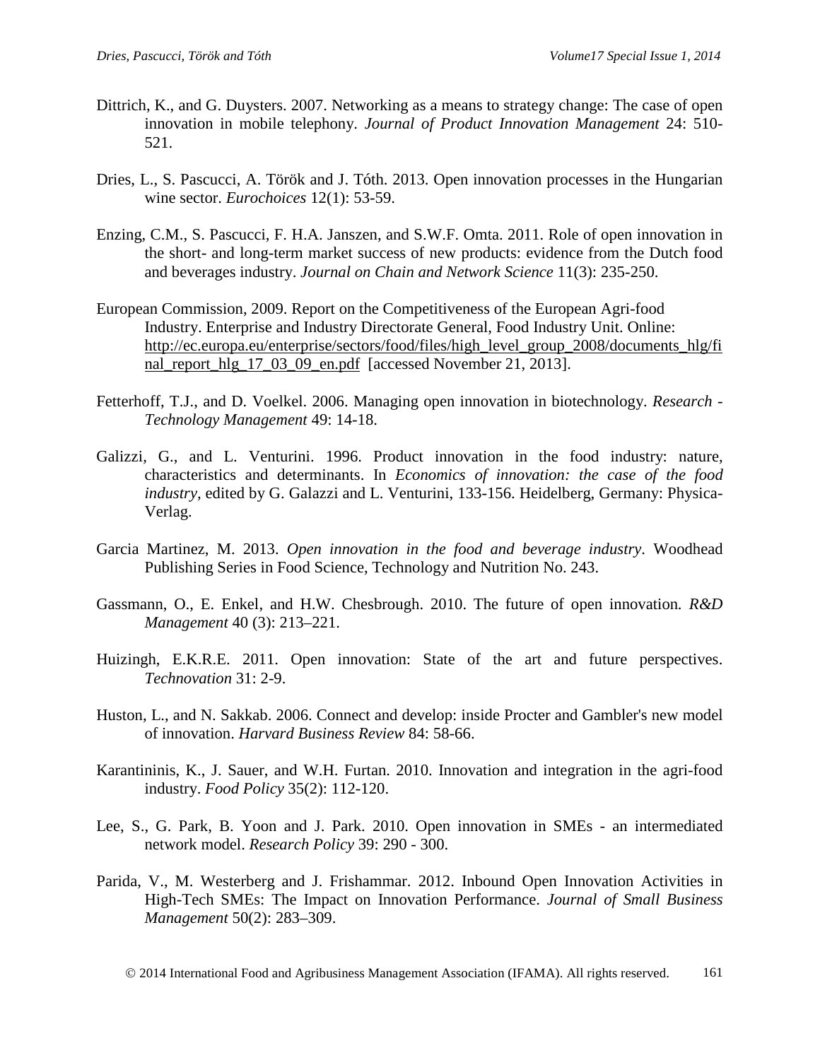Dittrich, K., and G. Duysters. 2007. Networking as a means to strategy change: The case of open innovation in mobile telephony. *Journal of Product Innovation Management* 24: 510-521.

Dries, L., S. Pascucci, A. Török and J. Tóth. 2013. Open innovation processes in the Hungarian wine sector. *Eurochoices* 12(1): 53-59.

Enzing, C.M., S. Pascucci, F. H.A. Janszen, and S.W.F. Omta. 2011. Role of open innovation in the short- and long-term market success of new products: evidence from the Dutch food and beverages industry. *Journal on Chain and Network Science* 11(3): 235-250.

European Commission, 2009. Report on the Competitiveness of the European Agri-food Industry. Enterprise and Industry Directorate General, Food Industry Unit. Online: http://ec.europa.eu/enterprise/sectors/food/files/high_level_group_2008/documents_hlg/final_report_hlg_17_03_09_en.pdf [accessed November 21, 2013].

Fetterhoff, T.J., and D. Voelkel. 2006. Managing open innovation in biotechnology. *Research - Technology Management* 49: 14-18.

Galizzi, G., and L. Venturini. 1996. Product innovation in the food industry: nature, characteristics and determinants. In *Economics of innovation: the case of the food industry*, edited by G. Galazzi and L. Venturini, 133-156. Heidelberg, Germany: Physica-Verlag.

Garcia Martinez, M. 2013. *Open innovation in the food and beverage industry*. Woodhead Publishing Series in Food Science, Technology and Nutrition No. 243.

Gassmann, O., E. Enkel, and H.W. Chesbrough. 2010. The future of open innovation. *R&D Management* 40 (3): 213–221.

Huizingh, E.K.R.E. 2011. Open innovation: State of the art and future perspectives. *Technovation* 31: 2-9.

Huston, L., and N. Sakkab. 2006. Connect and develop: inside Procter and Gambler's new model of innovation. *Harvard Business Review* 84: 58-66.

Karantininis, K., J. Sauer, and W.H. Furtan. 2010. Innovation and integration in the agri-food industry. *Food Policy* 35(2): 112-120.

Lee, S., G. Park, B. Yoon and J. Park. 2010. Open innovation in SMEs - an intermediated network model. *Research Policy* 39: 290 - 300.

Parida, V., M. Westerberg and J. Frishammar. 2012. Inbound Open Innovation Activities in High-Tech SMEs: The Impact on Innovation Performance. *Journal of Small Business Management* 50(2): 283–309.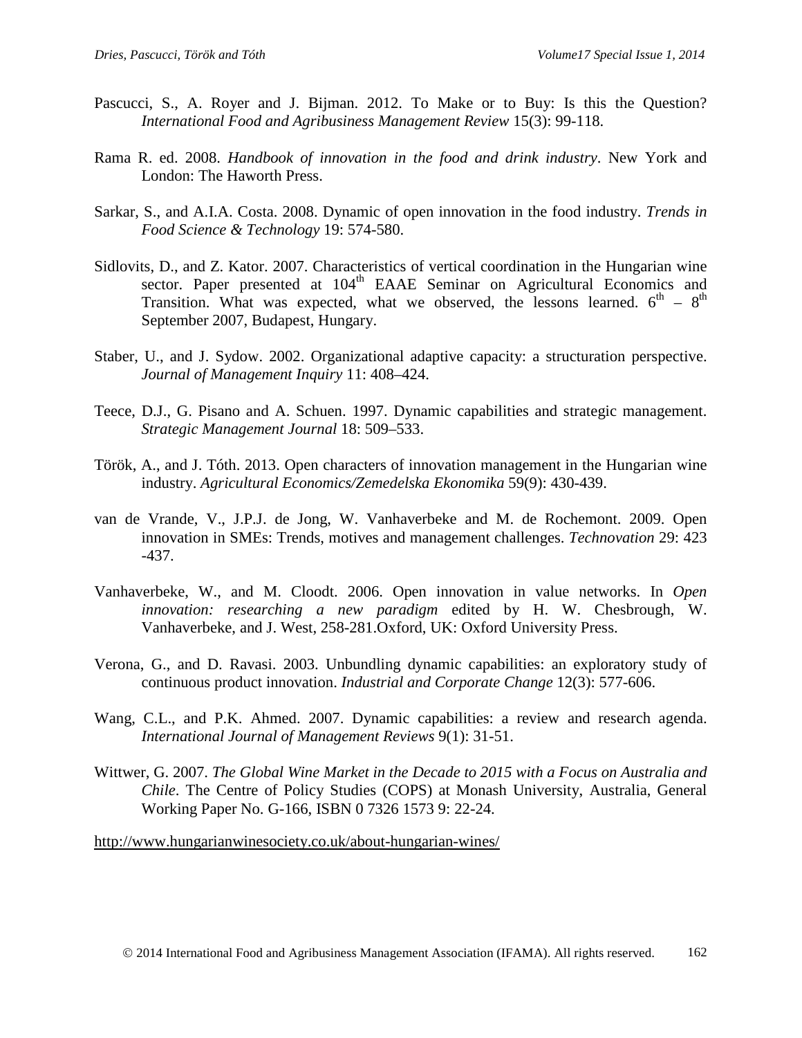Pascucci, S., A. Royer and J. Bijman. 2012. To Make or to Buy: Is this the Question? *International Food and Agribusiness Management Review* 15(3): 99-118.

Rama R. ed. 2008. *Handbook of innovation in the food and drink industry*. New York and London: The Haworth Press.

Sarkar, S., and A.I.A. Costa. 2008. Dynamic of open innovation in the food industry. *Trends in Food Science & Technology* 19: 574-580.

Sidlovits, D., and Z. Kator. 2007. Characteristics of vertical coordination in the Hungarian wine sector. Paper presented at 104th EAAE Seminar on Agricultural Economics and Transition. What was expected, what we observed, the lessons learned. 6th – 8th September 2007, Budapest, Hungary.

Staber, U., and J. Sydow. 2002. Organizational adaptive capacity: a structuration perspective. *Journal of Management Inquiry* 11: 408–424.

Teece, D.J., G. Pisano and A. Schuen. 1997. Dynamic capabilities and strategic management. *Strategic Management Journal* 18: 509–533.

Török, A., and J. Tóth. 2013. Open characters of innovation management in the Hungarian wine industry. *Agricultural Economics/Zemedelska Ekonomika* 59(9): 430-439.

van de Vrande, V., J.P.J. de Jong, W. Vanhaverbeke and M. de Rochemont. 2009. Open innovation in SMEs: Trends, motives and management challenges. *Technovation* 29: 423 -437.

Vanhaverbeke, W., and M. Cloodt. 2006. Open innovation in value networks. In *Open innovation: researching a new paradigm* edited by H. W. Chesbrough, W. Vanhaverbeke, and J. West, 258-281.Oxford, UK: Oxford University Press.

Verona, G., and D. Ravasi. 2003. Unbundling dynamic capabilities: an exploratory study of continuous product innovation. *Industrial and Corporate Change* 12(3): 577-606.

Wang, C.L., and P.K. Ahmed. 2007. Dynamic capabilities: a review and research agenda. *International Journal of Management Reviews* 9(1): 31-51.

Wittwer, G. 2007. *The Global Wine Market in the Decade to 2015 with a Focus on Australia and Chile*. The Centre of Policy Studies (COPS) at Monash University, Australia, General Working Paper No. G-166, ISBN 0 7326 1573 9: 22-24.

http://www.hungarianwinesociety.co.uk/about-hungarian-wines/